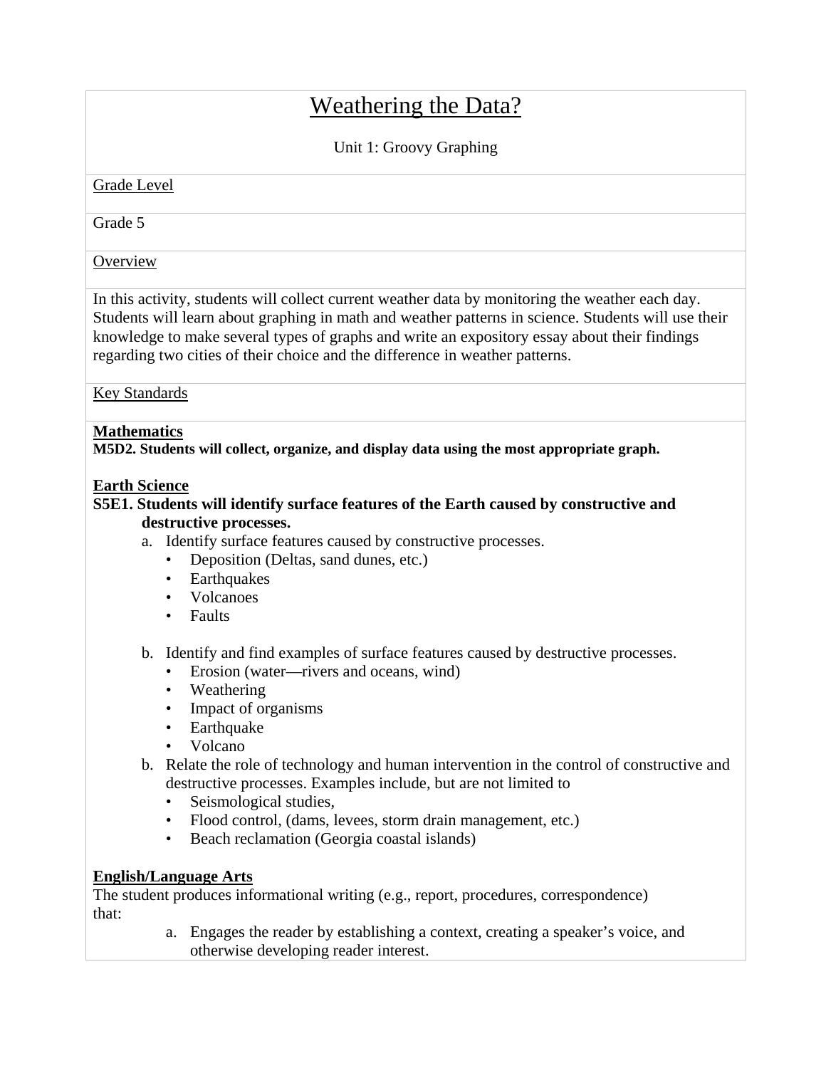# Weathering the Data?

Unit 1: Groovy Graphing

Grade Level

Grade 5

Overview

In this activity, students will collect current weather data by monitoring the weather each day. Students will learn about graphing in math and weather patterns in science. Students will use their knowledge to make several types of graphs and write an expository essay about their findings regarding two cities of their choice and the difference in weather patterns.

Key Standards

**Mathematics**

**M5D2. Students will collect, organize, and display data using the most appropriate graph.**

**Earth Science**

**S5E1. Students will identify surface features of the Earth caused by constructive and destructive processes.**

a. Identify surface features caused by constructive processes.
   - Deposition (Deltas, sand dunes, etc.)
   - Earthquakes
   - Volcanoes
   - Faults

b. Identify and find examples of surface features caused by destructive processes.
   - Erosion (water—rivers and oceans, wind)
   - Weathering
   - Impact of organisms
   - Earthquake
   - Volcano

b. Relate the role of technology and human intervention in the control of constructive and destructive processes. Examples include, but are not limited to
   - Seismological studies,
   - Flood control, (dams, levees, storm drain management, etc.)
   - Beach reclamation (Georgia coastal islands)

**English/Language Arts**

The student produces informational writing (e.g., report, procedures, correspondence) that:

a. Engages the reader by establishing a context, creating a speaker's voice, and otherwise developing reader interest.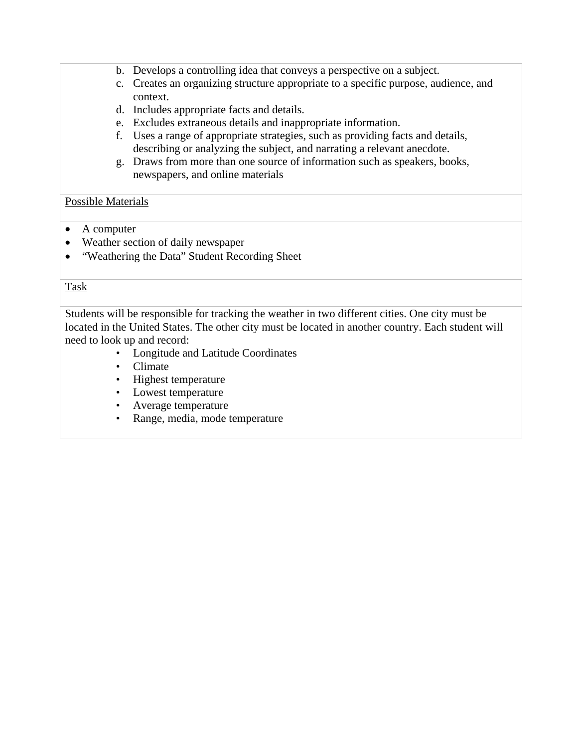b. Develops a controlling idea that conveys a perspective on a subject.
c. Creates an organizing structure appropriate to a specific purpose, audience, and context.
d. Includes appropriate facts and details.
e. Excludes extraneous details and inappropriate information.
f. Uses a range of appropriate strategies, such as providing facts and details, describing or analyzing the subject, and narrating a relevant anecdote.
g. Draws from more than one source of information such as speakers, books, newspapers, and online materials

<u>Possible Materials</u>

- A computer
- Weather section of daily newspaper
- "Weathering the Data" Student Recording Sheet

<u>Task</u>

Students will be responsible for tracking the weather in two different cities. One city must be located in the United States. The other city must be located in another country. Each student will need to look up and record:

- Longitude and Latitude Coordinates
- Climate
- Highest temperature
- Lowest temperature
- Average temperature
- Range, media, mode temperature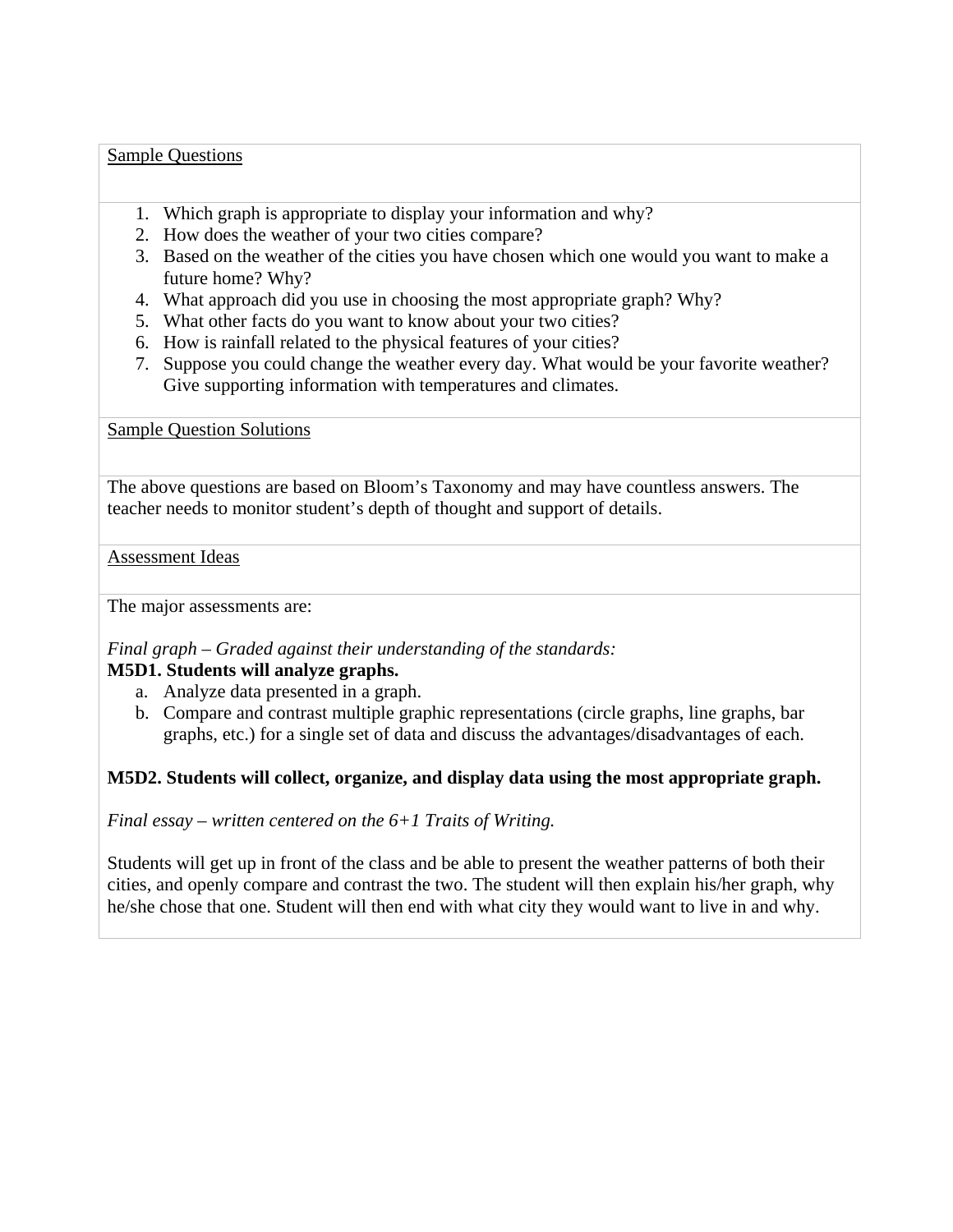Sample Questions

1. Which graph is appropriate to display your information and why?
2. How does the weather of your two cities compare?
3. Based on the weather of the cities you have chosen which one would you want to make a future home? Why?
4. What approach did you use in choosing the most appropriate graph? Why?
5. What other facts do you want to know about your two cities?
6. How is rainfall related to the physical features of your cities?
7. Suppose you could change the weather every day. What would be your favorite weather? Give supporting information with temperatures and climates.

Sample Question Solutions

The above questions are based on Bloom's Taxonomy and may have countless answers. The teacher needs to monitor student's depth of thought and support of details.

Assessment Ideas

The major assessments are:

*Final graph – Graded against their understanding of the standards:*

**M5D1. Students will analyze graphs.**

a. Analyze data presented in a graph.
b. Compare and contrast multiple graphic representations (circle graphs, line graphs, bar graphs, etc.) for a single set of data and discuss the advantages/disadvantages of each.

**M5D2. Students will collect, organize, and display data using the most appropriate graph.**

*Final essay – written centered on the 6+1 Traits of Writing.*

Students will get up in front of the class and be able to present the weather patterns of both their cities, and openly compare and contrast the two. The student will then explain his/her graph, why he/she chose that one. Student will then end with what city they would want to live in and why.